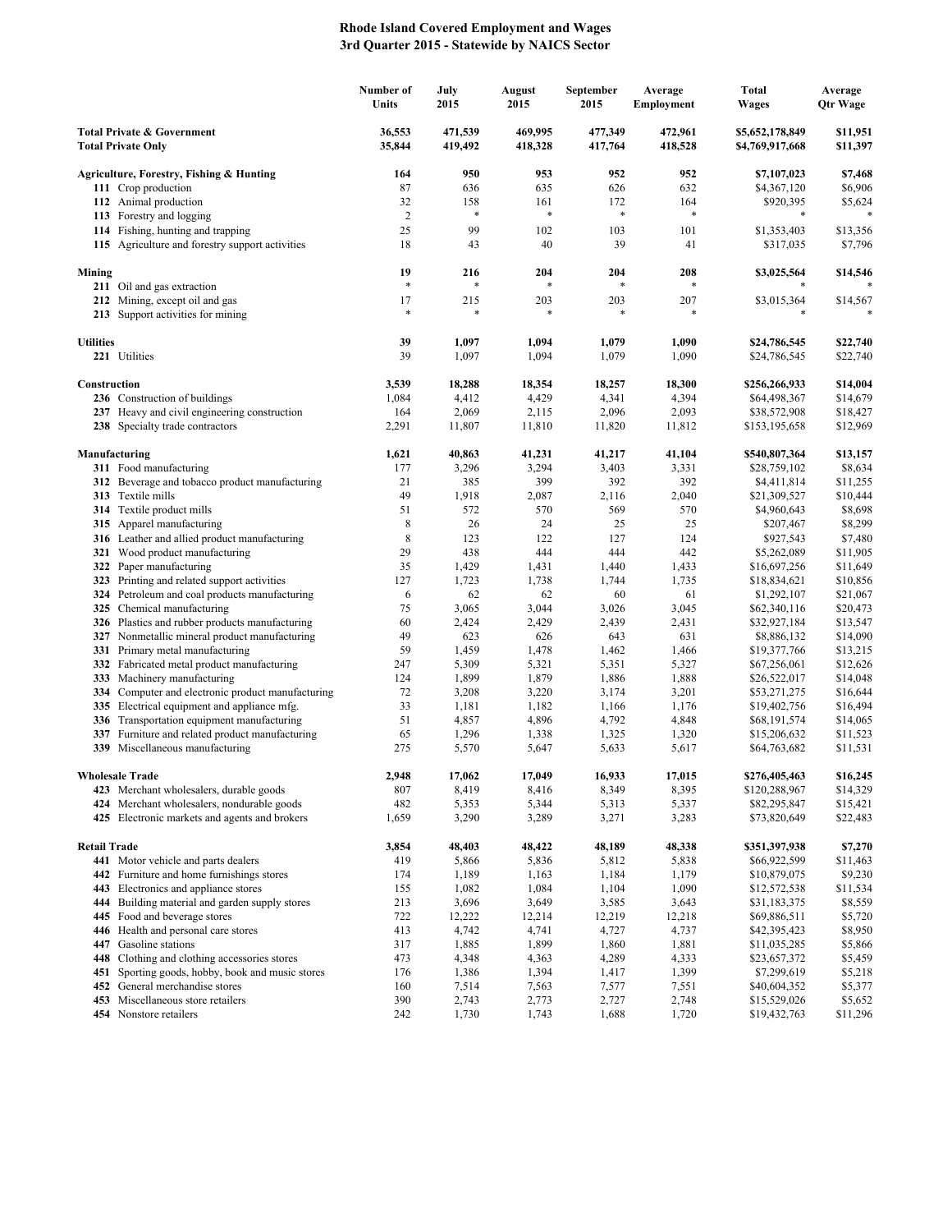# Rhode Island Covered Employment and Wages
## 3rd Quarter 2015 - Statewide by NAICS Sector

| | Number of Units | July 2015 | August 2015 | September 2015 | Average Employment | Total Wages | Average Qtr Wage |
|---|---|---|---|---|---|---|---|
| **Total Private & Government** | **36,553** | **471,539** | **469,995** | **477,349** | **472,961** | **$5,652,178,849** | **$11,951** |
| **Total Private Only** | **35,844** | **419,492** | **418,328** | **417,764** | **418,528** | **$4,769,917,668** | **$11,397** |
| **Agriculture, Forestry, Fishing & Hunting** | **164** | **950** | **953** | **952** | **952** | **$7,107,023** | **$7,468** |
| **111** Crop production | 87 | 636 | 635 | 626 | 632 | $4,367,120 | $6,906 |
| **112** Animal production | 32 | 158 | 161 | 172 | 164 | $920,395 | $5,624 |
| **113** Forestry and logging | 2 | * | * | * | * | * | * |
| **114** Fishing, hunting and trapping | 25 | 99 | 102 | 103 | 101 | $1,353,403 | $13,356 |
| **115** Agriculture and forestry support activities | 18 | 43 | 40 | 39 | 41 | $317,035 | $7,796 |
| **Mining** | **19** | **216** | **204** | **204** | **208** | **$3,025,564** | **$14,546** |
| **211** Oil and gas extraction | * | * | * | * | * | * | * |
| **212** Mining, except oil and gas | 17 | 215 | 203 | 203 | 207 | $3,015,364 | $14,567 |
| **213** Support activities for mining | * | * | * | * | * | * | * |
| **Utilities** | **39** | **1,097** | **1,094** | **1,079** | **1,090** | **$24,786,545** | **$22,740** |
| **221** Utilities | 39 | 1,097 | 1,094 | 1,079 | 1,090 | $24,786,545 | $22,740 |
| **Construction** | **3,539** | **18,288** | **18,354** | **18,257** | **18,300** | **$256,266,933** | **$14,004** |
| **236** Construction of buildings | 1,084 | 4,412 | 4,429 | 4,341 | 4,394 | $64,498,367 | $14,679 |
| **237** Heavy and civil engineering construction | 164 | 2,069 | 2,115 | 2,096 | 2,093 | $38,572,908 | $18,427 |
| **238** Specialty trade contractors | 2,291 | 11,807 | 11,810 | 11,820 | 11,812 | $153,195,658 | $12,969 |
| **Manufacturing** | **1,621** | **40,863** | **41,231** | **41,217** | **41,104** | **$540,807,364** | **$13,157** |
| **311** Food manufacturing | 177 | 3,296 | 3,294 | 3,403 | 3,331 | $28,759,102 | $8,634 |
| **312** Beverage and tobacco product manufacturing | 21 | 385 | 399 | 392 | 392 | $4,411,814 | $11,255 |
| **313** Textile mills | 49 | 1,918 | 2,087 | 2,116 | 2,040 | $21,309,527 | $10,444 |
| **314** Textile product mills | 51 | 572 | 570 | 569 | 570 | $4,960,643 | $8,698 |
| **315** Apparel manufacturing | 8 | 26 | 24 | 25 | 25 | $207,467 | $8,299 |
| **316** Leather and allied product manufacturing | 8 | 123 | 122 | 127 | 124 | $927,543 | $7,480 |
| **321** Wood product manufacturing | 29 | 438 | 444 | 444 | 442 | $5,262,089 | $11,905 |
| **322** Paper manufacturing | 35 | 1,429 | 1,431 | 1,440 | 1,433 | $16,697,256 | $11,649 |
| **323** Printing and related support activities | 127 | 1,723 | 1,738 | 1,744 | 1,735 | $18,834,621 | $10,856 |
| **324** Petroleum and coal products manufacturing | 6 | 62 | 62 | 60 | 61 | $1,292,107 | $21,067 |
| **325** Chemical manufacturing | 75 | 3,065 | 3,044 | 3,026 | 3,045 | $62,340,116 | $20,473 |
| **326** Plastics and rubber products manufacturing | 60 | 2,424 | 2,429 | 2,439 | 2,431 | $32,927,184 | $13,547 |
| **327** Nonmetallic mineral product manufacturing | 49 | 623 | 626 | 643 | 631 | $8,886,132 | $14,090 |
| **331** Primary metal manufacturing | 59 | 1,459 | 1,478 | 1,462 | 1,466 | $19,377,766 | $13,215 |
| **332** Fabricated metal product manufacturing | 247 | 5,309 | 5,321 | 5,351 | 5,327 | $67,256,061 | $12,626 |
| **333** Machinery manufacturing | 124 | 1,899 | 1,879 | 1,886 | 1,888 | $26,522,017 | $14,048 |
| **334** Computer and electronic product manufacturing | 72 | 3,208 | 3,220 | 3,174 | 3,201 | $53,271,275 | $16,644 |
| **335** Electrical equipment and appliance mfg. | 33 | 1,181 | 1,182 | 1,166 | 1,176 | $19,402,756 | $16,494 |
| **336** Transportation equipment manufacturing | 51 | 4,857 | 4,896 | 4,792 | 4,848 | $68,191,574 | $14,065 |
| **337** Furniture and related product manufacturing | 65 | 1,296 | 1,338 | 1,325 | 1,320 | $15,206,632 | $11,523 |
| **339** Miscellaneous manufacturing | 275 | 5,570 | 5,647 | 5,633 | 5,617 | $64,763,682 | $11,531 |
| **Wholesale Trade** | **2,948** | **17,062** | **17,049** | **16,933** | **17,015** | **$276,405,463** | **$16,245** |
| **423** Merchant wholesalers, durable goods | 807 | 8,419 | 8,416 | 8,349 | 8,395 | $120,288,967 | $14,329 |
| **424** Merchant wholesalers, nondurable goods | 482 | 5,353 | 5,344 | 5,313 | 5,337 | $82,295,847 | $15,421 |
| **425** Electronic markets and agents and brokers | 1,659 | 3,290 | 3,289 | 3,271 | 3,283 | $73,820,649 | $22,483 |
| **Retail Trade** | **3,854** | **48,403** | **48,422** | **48,189** | **48,338** | **$351,397,938** | **$7,270** |
| **441** Motor vehicle and parts dealers | 419 | 5,866 | 5,836 | 5,812 | 5,838 | $66,922,599 | $11,463 |
| **442** Furniture and home furnishings stores | 174 | 1,189 | 1,163 | 1,184 | 1,179 | $10,879,075 | $9,230 |
| **443** Electronics and appliance stores | 155 | 1,082 | 1,084 | 1,104 | 1,090 | $12,572,538 | $11,534 |
| **444** Building material and garden supply stores | 213 | 3,696 | 3,649 | 3,585 | 3,643 | $31,183,375 | $8,559 |
| **445** Food and beverage stores | 722 | 12,222 | 12,214 | 12,219 | 12,218 | $69,886,511 | $5,720 |
| **446** Health and personal care stores | 413 | 4,742 | 4,741 | 4,727 | 4,737 | $42,395,423 | $8,950 |
| **447** Gasoline stations | 317 | 1,885 | 1,899 | 1,860 | 1,881 | $11,035,285 | $5,866 |
| **448** Clothing and clothing accessories stores | 473 | 4,348 | 4,363 | 4,289 | 4,333 | $23,657,372 | $5,459 |
| **451** Sporting goods, hobby, book and music stores | 176 | 1,386 | 1,394 | 1,417 | 1,399 | $7,299,619 | $5,218 |
| **452** General merchandise stores | 160 | 7,514 | 7,563 | 7,577 | 7,551 | $40,604,352 | $5,377 |
| **453** Miscellaneous store retailers | 390 | 2,743 | 2,773 | 2,727 | 2,748 | $15,529,026 | $5,652 |
| **454** Nonstore retailers | 242 | 1,730 | 1,743 | 1,688 | 1,720 | $19,432,763 | $11,296 |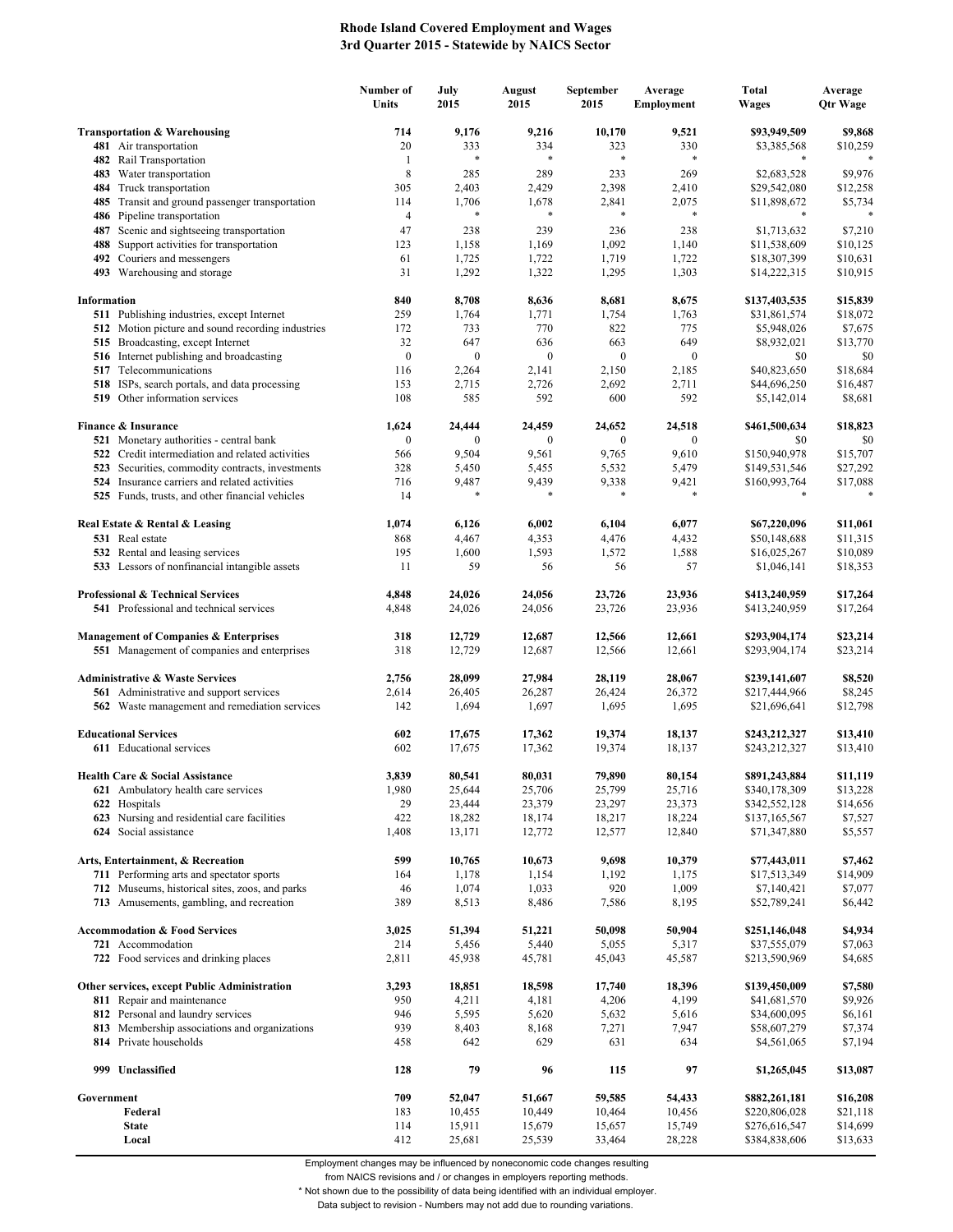**Rhode Island Covered Employment and Wages**
**3rd Quarter 2015 - Statewide by NAICS Sector**

| | Number of Units | July 2015 | August 2015 | September 2015 | Average Employment | Total Wages | Average Qtr Wage |
|---|---|---|---|---|---|---|---|
| **Transportation & Warehousing** | **714** | **9,176** | **9,216** | **10,170** | **9,521** | **$93,949,509** | **$9,868** |
| **481** Air transportation | 20 | 333 | 334 | 323 | 330 | $3,385,568 | $10,259 |
| **482** Rail Transportation | 1 | * | * | * | * | * | * |
| **483** Water transportation | 8 | 285 | 289 | 233 | 269 | $2,683,528 | $9,976 |
| **484** Truck transportation | 305 | 2,403 | 2,429 | 2,398 | 2,410 | $29,542,080 | $12,258 |
| **485** Transit and ground passenger transportation | 114 | 1,706 | 1,678 | 2,841 | 2,075 | $11,898,672 | $5,734 |
| **486** Pipeline transportation | 4 | * | * | * | * | * | * |
| **487** Scenic and sightseeing transportation | 47 | 238 | 239 | 236 | 238 | $1,713,632 | $7,210 |
| **488** Support activities for transportation | 123 | 1,158 | 1,169 | 1,092 | 1,140 | $11,538,609 | $10,125 |
| **492** Couriers and messengers | 61 | 1,725 | 1,722 | 1,719 | 1,722 | $18,307,399 | $10,631 |
| **493** Warehousing and storage | 31 | 1,292 | 1,322 | 1,295 | 1,303 | $14,222,315 | $10,915 |
| **Information** | **840** | **8,708** | **8,636** | **8,681** | **8,675** | **$137,403,535** | **$15,839** |
| **511** Publishing industries, except Internet | 259 | 1,764 | 1,771 | 1,754 | 1,763 | $31,861,574 | $18,072 |
| **512** Motion picture and sound recording industries | 172 | 733 | 770 | 822 | 775 | $5,948,026 | $7,675 |
| **515** Broadcasting, except Internet | 32 | 647 | 636 | 663 | 649 | $8,932,021 | $13,770 |
| **516** Internet publishing and broadcasting | 0 | 0 | 0 | 0 | 0 | $0 | $0 |
| **517** Telecommunications | 116 | 2,264 | 2,141 | 2,150 | 2,185 | $40,823,650 | $18,684 |
| **518** ISPs, search portals, and data processing | 153 | 2,715 | 2,726 | 2,692 | 2,711 | $44,696,250 | $16,487 |
| **519** Other information services | 108 | 585 | 592 | 600 | 592 | $5,142,014 | $8,681 |
| **Finance & Insurance** | **1,624** | **24,444** | **24,459** | **24,652** | **24,518** | **$461,500,634** | **$18,823** |
| **521** Monetary authorities - central bank | 0 | 0 | 0 | 0 | 0 | $0 | $0 |
| **522** Credit intermediation and related activities | 566 | 9,504 | 9,561 | 9,765 | 9,610 | $150,940,978 | $15,707 |
| **523** Securities, commodity contracts, investments | 328 | 5,450 | 5,455 | 5,532 | 5,479 | $149,531,546 | $27,292 |
| **524** Insurance carriers and related activities | 716 | 9,487 | 9,439 | 9,338 | 9,421 | $160,993,764 | $17,088 |
| **525** Funds, trusts, and other financial vehicles | 14 | * | * | * | * | * | * |
| **Real Estate & Rental & Leasing** | **1,074** | **6,126** | **6,002** | **6,104** | **6,077** | **$67,220,096** | **$11,061** |
| **531** Real estate | 868 | 4,467 | 4,353 | 4,476 | 4,432 | $50,148,688 | $11,315 |
| **532** Rental and leasing services | 195 | 1,600 | 1,593 | 1,572 | 1,588 | $16,025,267 | $10,089 |
| **533** Lessors of nonfinancial intangible assets | 11 | 59 | 56 | 56 | 57 | $1,046,141 | $18,353 |
| **Professional & Technical Services** | **4,848** | **24,026** | **24,056** | **23,726** | **23,936** | **$413,240,959** | **$17,264** |
| **541** Professional and technical services | 4,848 | 24,026 | 24,056 | 23,726 | 23,936 | $413,240,959 | $17,264 |
| **Management of Companies & Enterprises** | **318** | **12,729** | **12,687** | **12,566** | **12,661** | **$293,904,174** | **$23,214** |
| **551** Management of companies and enterprises | 318 | 12,729 | 12,687 | 12,566 | 12,661 | $293,904,174 | $23,214 |
| **Administrative & Waste Services** | **2,756** | **28,099** | **27,984** | **28,119** | **28,067** | **$239,141,607** | **$8,520** |
| **561** Administrative and support services | 2,614 | 26,405 | 26,287 | 26,424 | 26,372 | $217,444,966 | $8,245 |
| **562** Waste management and remediation services | 142 | 1,694 | 1,697 | 1,695 | 1,695 | $21,696,641 | $12,798 |
| **Educational Services** | **602** | **17,675** | **17,362** | **19,374** | **18,137** | **$243,212,327** | **$13,410** |
| **611** Educational services | 602 | 17,675 | 17,362 | 19,374 | 18,137 | $243,212,327 | $13,410 |
| **Health Care & Social Assistance** | **3,839** | **80,541** | **80,031** | **79,890** | **80,154** | **$891,243,884** | **$11,119** |
| **621** Ambulatory health care services | 1,980 | 25,644 | 25,706 | 25,799 | 25,716 | $340,178,309 | $13,228 |
| **622** Hospitals | 29 | 23,444 | 23,379 | 23,297 | 23,373 | $342,552,128 | $14,656 |
| **623** Nursing and residential care facilities | 422 | 18,282 | 18,174 | 18,217 | 18,224 | $137,165,567 | $7,527 |
| **624** Social assistance | 1,408 | 13,171 | 12,772 | 12,577 | 12,840 | $71,347,880 | $5,557 |
| **Arts, Entertainment, & Recreation** | **599** | **10,765** | **10,673** | **9,698** | **10,379** | **$77,443,011** | **$7,462** |
| **711** Performing arts and spectator sports | 164 | 1,178 | 1,154 | 1,192 | 1,175 | $17,513,349 | $14,909 |
| **712** Museums, historical sites, zoos, and parks | 46 | 1,074 | 1,033 | 920 | 1,009 | $7,140,421 | $7,077 |
| **713** Amusements, gambling, and recreation | 389 | 8,513 | 8,486 | 7,586 | 8,195 | $52,789,241 | $6,442 |
| **Accommodation & Food Services** | **3,025** | **51,394** | **51,221** | **50,098** | **50,904** | **$251,146,048** | **$4,934** |
| **721** Accommodation | 214 | 5,456 | 5,440 | 5,055 | 5,317 | $37,555,079 | $7,063 |
| **722** Food services and drinking places | 2,811 | 45,938 | 45,781 | 45,043 | 45,587 | $213,590,969 | $4,685 |
| **Other services, except Public Administration** | **3,293** | **18,851** | **18,598** | **17,740** | **18,396** | **$139,450,009** | **$7,580** |
| **811** Repair and maintenance | 950 | 4,211 | 4,181 | 4,206 | 4,199 | $41,681,570 | $9,926 |
| **812** Personal and laundry services | 946 | 5,595 | 5,620 | 5,632 | 5,616 | $34,600,095 | $6,161 |
| **813** Membership associations and organizations | 939 | 8,403 | 8,168 | 7,271 | 7,947 | $58,607,279 | $7,374 |
| **814** Private households | 458 | 642 | 629 | 631 | 634 | $4,561,065 | $7,194 |
| **999 Unclassified** | **128** | **79** | **96** | **115** | **97** | **$1,265,045** | **$13,087** |
| **Government** | **709** | **52,047** | **51,667** | **59,585** | **54,433** | **$882,261,181** | **$16,208** |
| **Federal** | 183 | 10,455 | 10,449 | 10,464 | 10,456 | $220,806,028 | $21,118 |
| **State** | 114 | 15,911 | 15,679 | 15,657 | 15,749 | $276,616,547 | $14,699 |
| **Local** | 412 | 25,681 | 25,539 | 33,464 | 28,228 | $384,838,606 | $13,633 |

Employment changes may be influenced by noneconomic code changes resulting from NAICS revisions and / or changes in employers reporting methods.

* Not shown due to the possibility of data being identified with an individual employer.

Data subject to revision - Numbers may not add due to rounding variations.